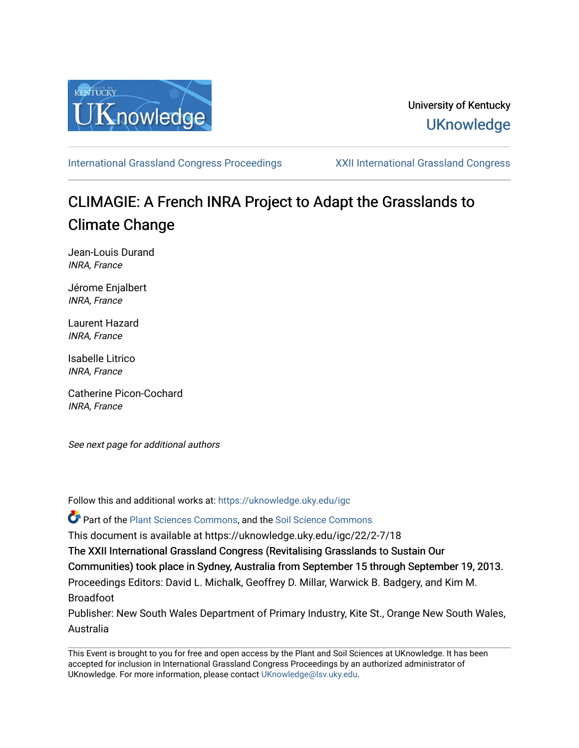University of Kentucky

UKnowledge

International Grassland Congress Proceedings | XXII International Grassland Congress

# CLIMAGIE: A French INRA Project to Adapt the Grasslands to Climate Change

Jean-Louis Durand
*INRA, France*

Jérome Enjalbert
*INRA, France*

Laurent Hazard
*INRA, France*

Isabelle Litrico
*INRA, France*

Catherine Picon-Cochard
*INRA, France*

*See next page for additional authors*

Follow this and additional works at: https://uknowledge.uky.edu/igc

Part of the Plant Sciences Commons, and the Soil Science Commons

This document is available at https://uknowledge.uky.edu/igc/22/2-7/18

The XXII International Grassland Congress (Revitalising Grasslands to Sustain Our Communities) took place in Sydney, Australia from September 15 through September 19, 2013.

Proceedings Editors: David L. Michalk, Geoffrey D. Millar, Warwick B. Badgery, and Kim M. Broadfoot

Publisher: New South Wales Department of Primary Industry, Kite St., Orange New South Wales, Australia

This Event is brought to you for free and open access by the Plant and Soil Sciences at UKnowledge. It has been accepted for inclusion in International Grassland Congress Proceedings by an authorized administrator of UKnowledge. For more information, please contact UKnowledge@lsv.uky.edu.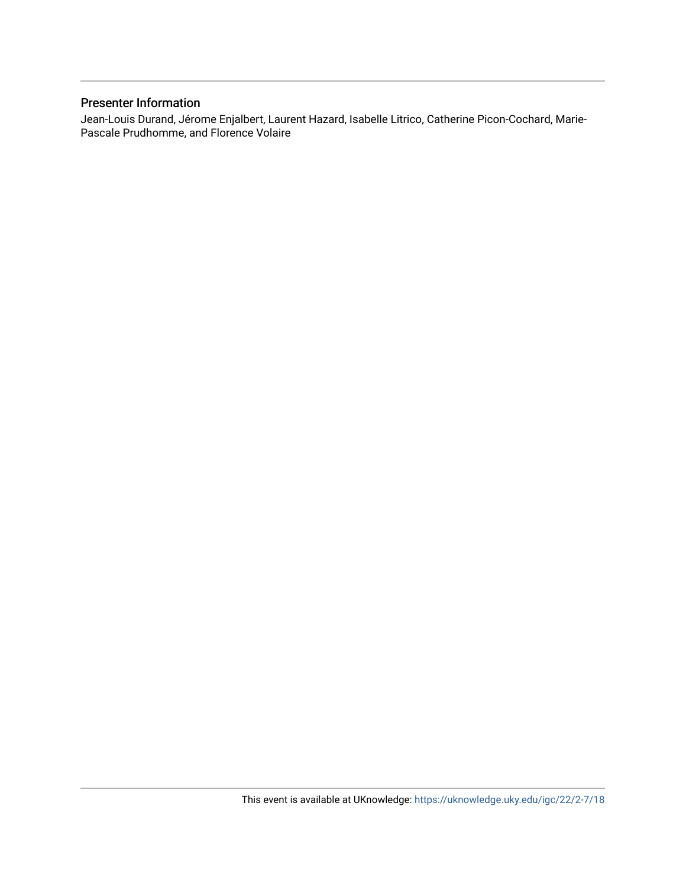## Presenter Information

Jean-Louis Durand, Jérome Enjalbert, Laurent Hazard, Isabelle Litrico, Catherine Picon-Cochard, Marie-Pascale Prudhomme, and Florence Volaire

This event is available at UKnowledge: https://uknowledge.uky.edu/igc/22/2-7/18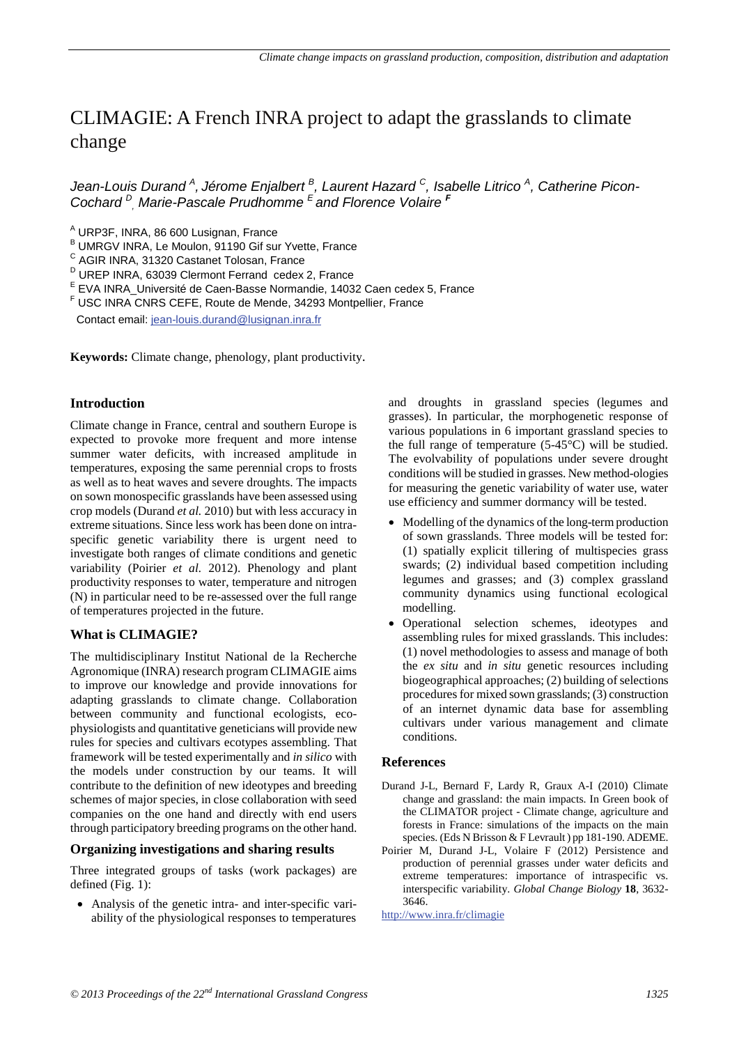# CLIMAGIE: A French INRA project to adapt the grasslands to climate change

*Jean-Louis Durand [A], Jérome Enjalbert [B], Laurent Hazard [C], Isabelle Litrico [A], Catherine Picon-Cochard [D], Marie-Pascale Prudhomme [E] and Florence Volaire [F]*

[A] URP3F, INRA, 86 600 Lusignan, France
[B] UMRGV INRA, Le Moulon, 91190 Gif sur Yvette, France
[C] AGIR INRA, 31320 Castanet Tolosan, France
[D] UREP INRA, 63039 Clermont Ferrand cedex 2, France
[E] EVA INRA_Université de Caen-Basse Normandie, 14032 Caen cedex 5, France
[F] USC INRA CNRS CEFE, Route de Mende, 34293 Montpellier, France

Contact email: jean-louis.durand@lusignan.inra.fr

**Keywords:** Climate change, phenology, plant productivity.

## Introduction

Climate change in France, central and southern Europe is expected to provoke more frequent and more intense summer water deficits, with increased amplitude in temperatures, exposing the same perennial crops to frosts as well as to heat waves and severe droughts. The impacts on sown monospecific grasslands have been assessed using crop models (Durand *et al.* 2010) but with less accuracy in extreme situations. Since less work has been done on intra-specific genetic variability there is urgent need to investigate both ranges of climate conditions and genetic variability (Poirier *et al.* 2012). Phenology and plant productivity responses to water, temperature and nitrogen (N) in particular need to be re-assessed over the full range of temperatures projected in the future.

## What is CLIMAGIE?

The multidisciplinary Institut National de la Recherche Agronomique (INRA) research program CLIMAGIE aims to improve our knowledge and provide innovations for adapting grasslands to climate change. Collaboration between community and functional ecologists, eco-physiologists and quantitative geneticians will provide new rules for species and cultivars ecotypes assembling. That framework will be tested experimentally and *in silico* with the models under construction by our teams. It will contribute to the definition of new ideotypes and breeding schemes of major species, in close collaboration with seed companies on the one hand and directly with end users through participatory breeding programs on the other hand.

## Organizing investigations and sharing results

Three integrated groups of tasks (work packages) are defined (Fig. 1):

- Analysis of the genetic intra- and inter-specific variability of the physiological responses to temperatures and droughts in grassland species (legumes and grasses). In particular, the morphogenetic response of various populations in 6 important grassland species to the full range of temperature (5-45°C) will be studied. The evolvability of populations under severe drought conditions will be studied in grasses. New method-ologies for measuring the genetic variability of water use, water use efficiency and summer dormancy will be tested.
- Modelling of the dynamics of the long-term production of sown grasslands. Three models will be tested for: (1) spatially explicit tillering of multispecies grass swards; (2) individual based competition including legumes and grasses; and (3) complex grassland community dynamics using functional ecological modelling.
- Operational selection schemes, ideotypes and assembling rules for mixed grasslands. This includes: (1) novel methodologies to assess and manage of both the *ex situ* and *in situ* genetic resources including biogeographical approaches; (2) building of selections procedures for mixed sown grasslands; (3) construction of an internet dynamic data base for assembling cultivars under various management and climate conditions.

## References

Durand J-L, Bernard F, Lardy R, Graux A-I (2010) Climate change and grassland: the main impacts. In Green book of the CLIMATOR project - Climate change, agriculture and forests in France: simulations of the impacts on the main species. (Eds N Brisson & F Levrault ) pp 181-190. ADEME.

Poirier M, Durand J-L, Volaire F (2012) Persistence and production of perennial grasses under water deficits and extreme temperatures: importance of intraspecific vs. interspecific variability. *Global Change Biology* **18**, 3632-3646.

http://www.inra.fr/climagie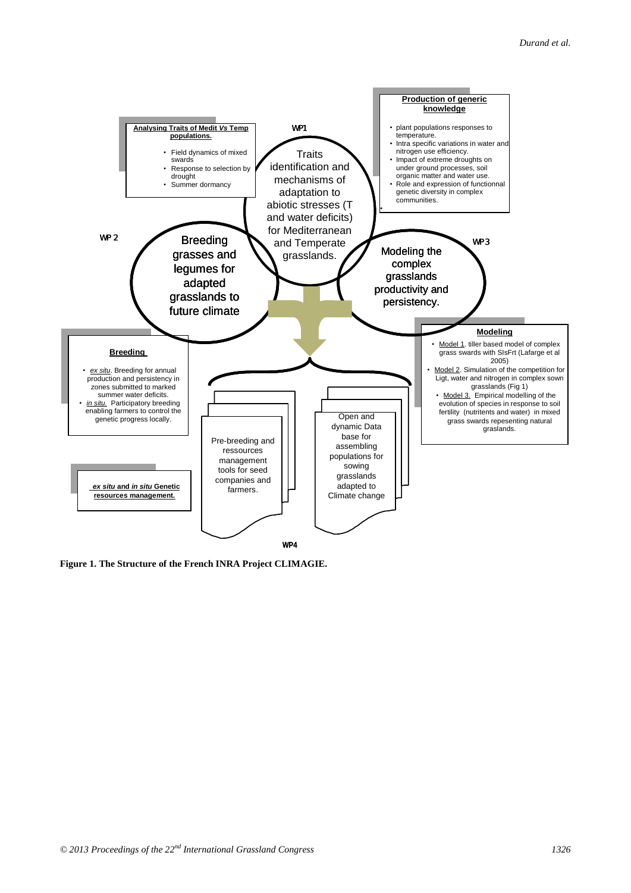**Analysing Traits of Medit *Vs* Temp populations.**

- Field dynamics of mixed swards
- Response to selection by drought
- Summer dormancy

WP1

Traits identification and mechanisms of adaptation to abiotic stresses (T and water deficits) for Mediterranean and Temperate grasslands.

**Production of generic knowledge**

- plant populations responses to temperature.
- Intra specific variations in water and nitrogen use efficiency.
- Impact of extreme droughts on under ground processes, soil organic matter and water use.
- Role and expression of functionnal genetic diversity in complex communities.

WP 2

Breeding grasses and legumes for adapted grasslands to future climate

WP3

Modeling the complex grasslands productivity and persistency.

**Breeding**

- *ex situ*. Breeding for annual production and persistency in zones submitted to marked summer water deficits.
- *in situ.* Participatory breeding enabling farmers to control the genetic progress locally.

**Modeling**

- Model 1. tiller based model of complex grass swards with SIsFrt (Lafarge et al 2005)
- Model 2. Simulation of the competition for Ligt, water and nitrogen in complex sown grasslands (Fig 1)
- Model 3. Empirical modelling of the evolution of species in response to soil fertility (nutritents and water) in mixed grass swards repesenting natural graslands.

Pre-breeding and ressources management tools for seed companies and farmers.

Open and dynamic Data base for assembling populations for sowing grasslands adapted to Climate change

***ex situ* and *in situ* Genetic resources management.**

WP4

**Figure 1. The Structure of the French INRA Project CLIMAGIE.**